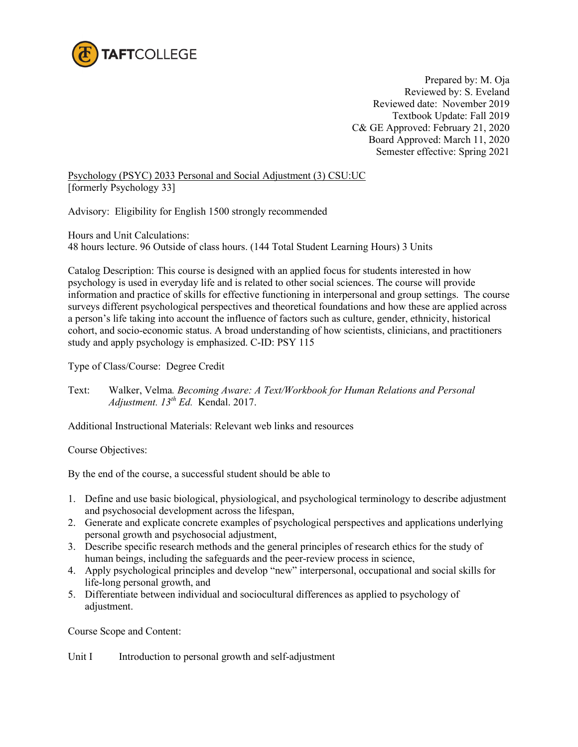TAFTCOLLEGE

Prepared by: M. Oja
Reviewed by: S. Eveland
Reviewed date: November 2019
Textbook Update: Fall 2019
C& GE Approved: February 21, 2020
Board Approved: March 11, 2020
Semester effective: Spring 2021

Psychology (PSYC) 2033 Personal and Social Adjustment (3) CSU:UC
[formerly Psychology 33]

Advisory: Eligibility for English 1500 strongly recommended

Hours and Unit Calculations:
48 hours lecture. 96 Outside of class hours. (144 Total Student Learning Hours) 3 Units

Catalog Description: This course is designed with an applied focus for students interested in how psychology is used in everyday life and is related to other social sciences. The course will provide information and practice of skills for effective functioning in interpersonal and group settings. The course surveys different psychological perspectives and theoretical foundations and how these are applied across a person's life taking into account the influence of factors such as culture, gender, ethnicity, historical cohort, and socio-economic status. A broad understanding of how scientists, clinicians, and practitioners study and apply psychology is emphasized. C-ID: PSY 115

Type of Class/Course: Degree Credit

Text: Walker, Velma. *Becoming Aware: A Text/Workbook for Human Relations and Personal Adjustment. 13th Ed.* Kendal. 2017.

Additional Instructional Materials: Relevant web links and resources

Course Objectives:

By the end of the course, a successful student should be able to

1. Define and use basic biological, physiological, and psychological terminology to describe adjustment and psychosocial development across the lifespan,
2. Generate and explicate concrete examples of psychological perspectives and applications underlying personal growth and psychosocial adjustment,
3. Describe specific research methods and the general principles of research ethics for the study of human beings, including the safeguards and the peer-review process in science,
4. Apply psychological principles and develop "new" interpersonal, occupational and social skills for life-long personal growth, and
5. Differentiate between individual and sociocultural differences as applied to psychology of adjustment.

Course Scope and Content:

Unit I Introduction to personal growth and self-adjustment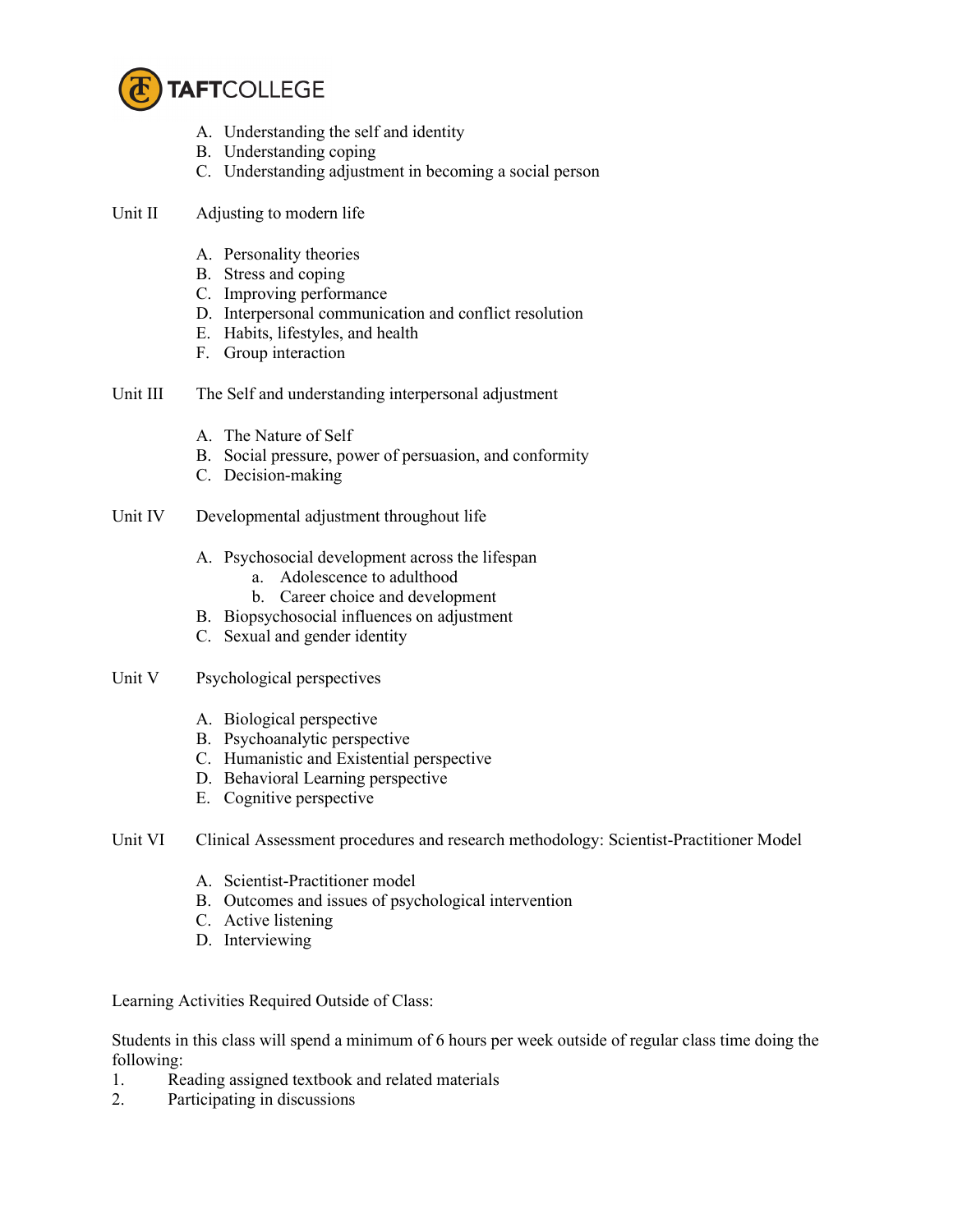A. Understanding the self and identity
B. Understanding coping
C. Understanding adjustment in becoming a social person

Unit II Adjusting to modern life

A. Personality theories
B. Stress and coping
C. Improving performance
D. Interpersonal communication and conflict resolution
E. Habits, lifestyles, and health
F. Group interaction

Unit III The Self and understanding interpersonal adjustment

A. The Nature of Self
B. Social pressure, power of persuasion, and conformity
C. Decision-making

Unit IV Developmental adjustment throughout life

A. Psychosocial development across the lifespan
   a. Adolescence to adulthood
   b. Career choice and development
B. Biopsychosocial influences on adjustment
C. Sexual and gender identity

Unit V Psychological perspectives

A. Biological perspective
B. Psychoanalytic perspective
C. Humanistic and Existential perspective
D. Behavioral Learning perspective
E. Cognitive perspective

Unit VI Clinical Assessment procedures and research methodology: Scientist-Practitioner Model

A. Scientist-Practitioner model
B. Outcomes and issues of psychological intervention
C. Active listening
D. Interviewing

Learning Activities Required Outside of Class:

Students in this class will spend a minimum of 6 hours per week outside of regular class time doing the following:

1. Reading assigned textbook and related materials
2. Participating in discussions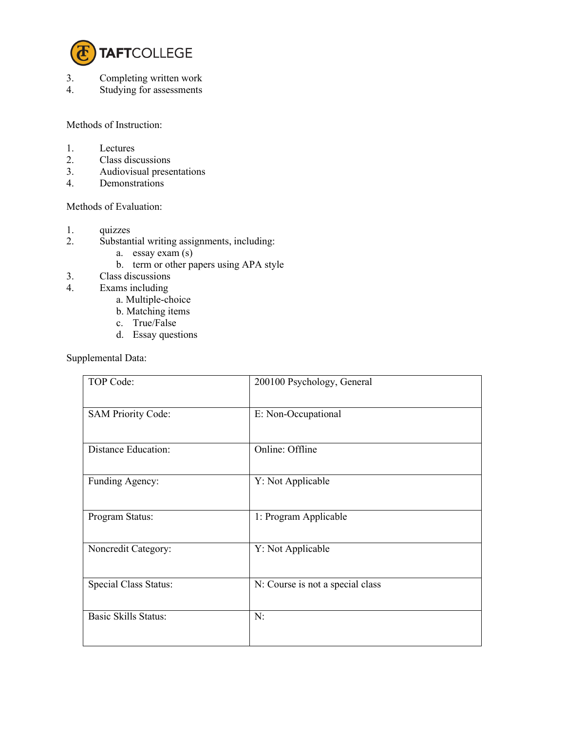3. Completing written work
4. Studying for assessments

Methods of Instruction:

1. Lectures
2. Class discussions
3. Audiovisual presentations
4. Demonstrations

Methods of Evaluation:

1. quizzes
2. Substantial writing assignments, including:
   a. essay exam (s)
   b. term or other papers using APA style
3. Class discussions
4. Exams including
   a. Multiple-choice
   b. Matching items
   c. True/False
   d. Essay questions

Supplemental Data:

| | |
|---|---|
| TOP Code: | 200100 Psychology, General |
| SAM Priority Code: | E: Non-Occupational |
| Distance Education: | Online: Offline |
| Funding Agency: | Y: Not Applicable |
| Program Status: | 1: Program Applicable |
| Noncredit Category: | Y: Not Applicable |
| Special Class Status: | N: Course is not a special class |
| Basic Skills Status: | N: |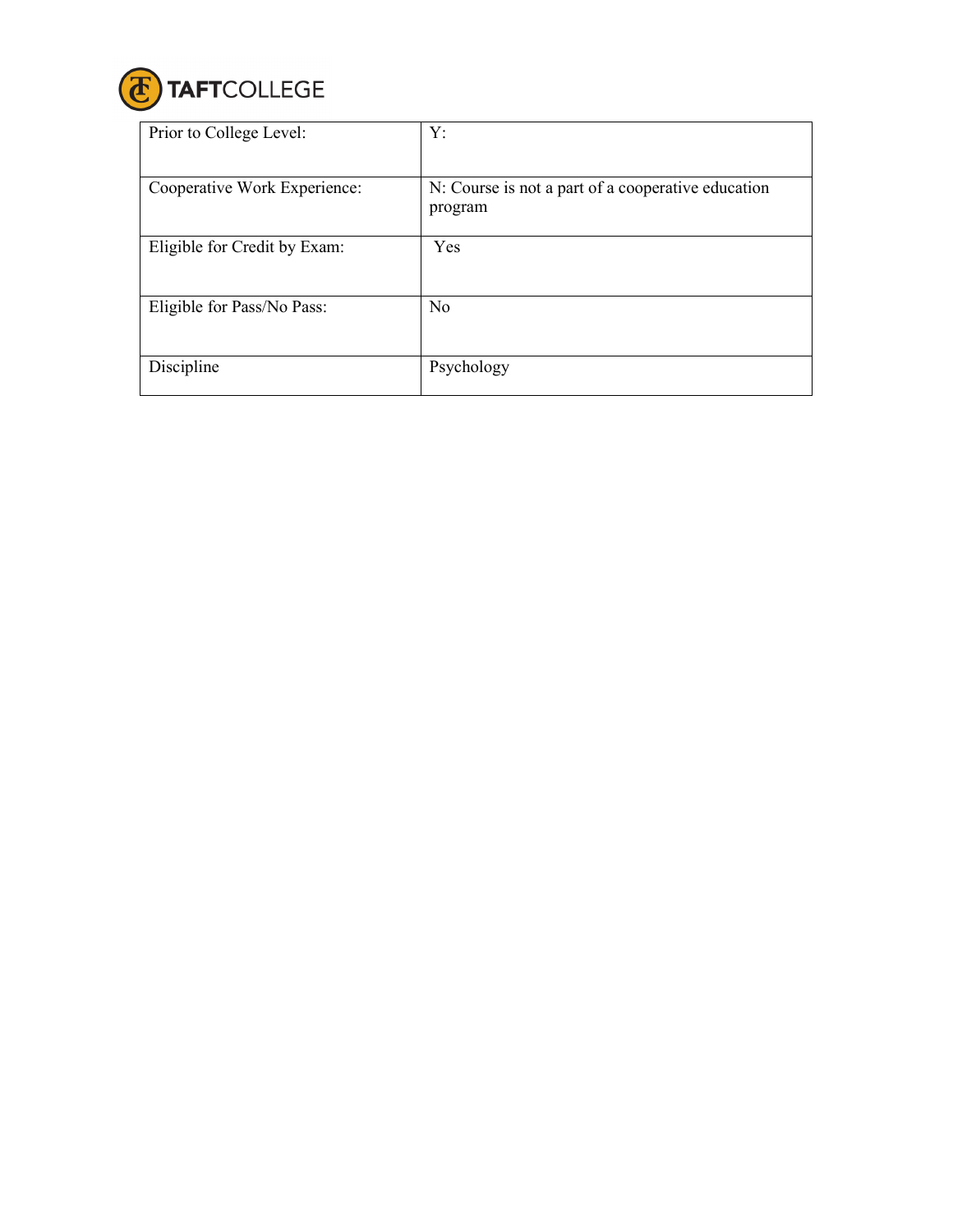| | |
|---|---|
| Prior to College Level: | Y: |
| Cooperative Work Experience: | N: Course is not a part of a cooperative education program |
| Eligible for Credit by Exam: | Yes |
| Eligible for Pass/No Pass: | No |
| Discipline | Psychology |